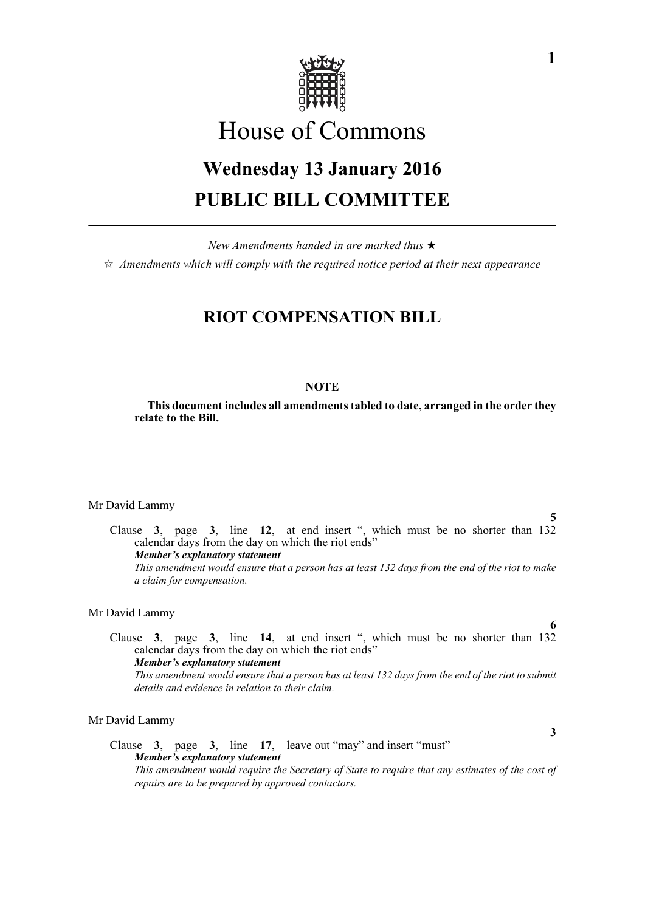# House of Commons

## Wednesday 13 January 2016

## PUBLIC BILL COMMITTEE

---

*New Amendments handed in are marked thus ★*

☆ *Amendments which will comply with the required notice period at their next appearance*

## RIOT COMPENSATION BILL

---

**NOTE**

**This document includes all amendments tabled to date, arranged in the order they relate to the Bill.**

---

Mr David Lammy

**5**

Clause **3**, page **3**, line **12**, at end insert ", which must be no shorter than 132 calendar days from the day on which the riot ends"

***Member's explanatory statement***

*This amendment would ensure that a person has at least 132 days from the end of the riot to make a claim for compensation.*

Mr David Lammy

**6**

Clause **3**, page **3**, line **14**, at end insert ", which must be no shorter than 132 calendar days from the day on which the riot ends"

***Member's explanatory statement***

*This amendment would ensure that a person has at least 132 days from the end of the riot to submit details and evidence in relation to their claim.*

Mr David Lammy

**3**

Clause **3**, page **3**, line **17**, leave out "may" and insert "must"

***Member's explanatory statement***

*This amendment would require the Secretary of State to require that any estimates of the cost of repairs are to be prepared by approved contactors.*

---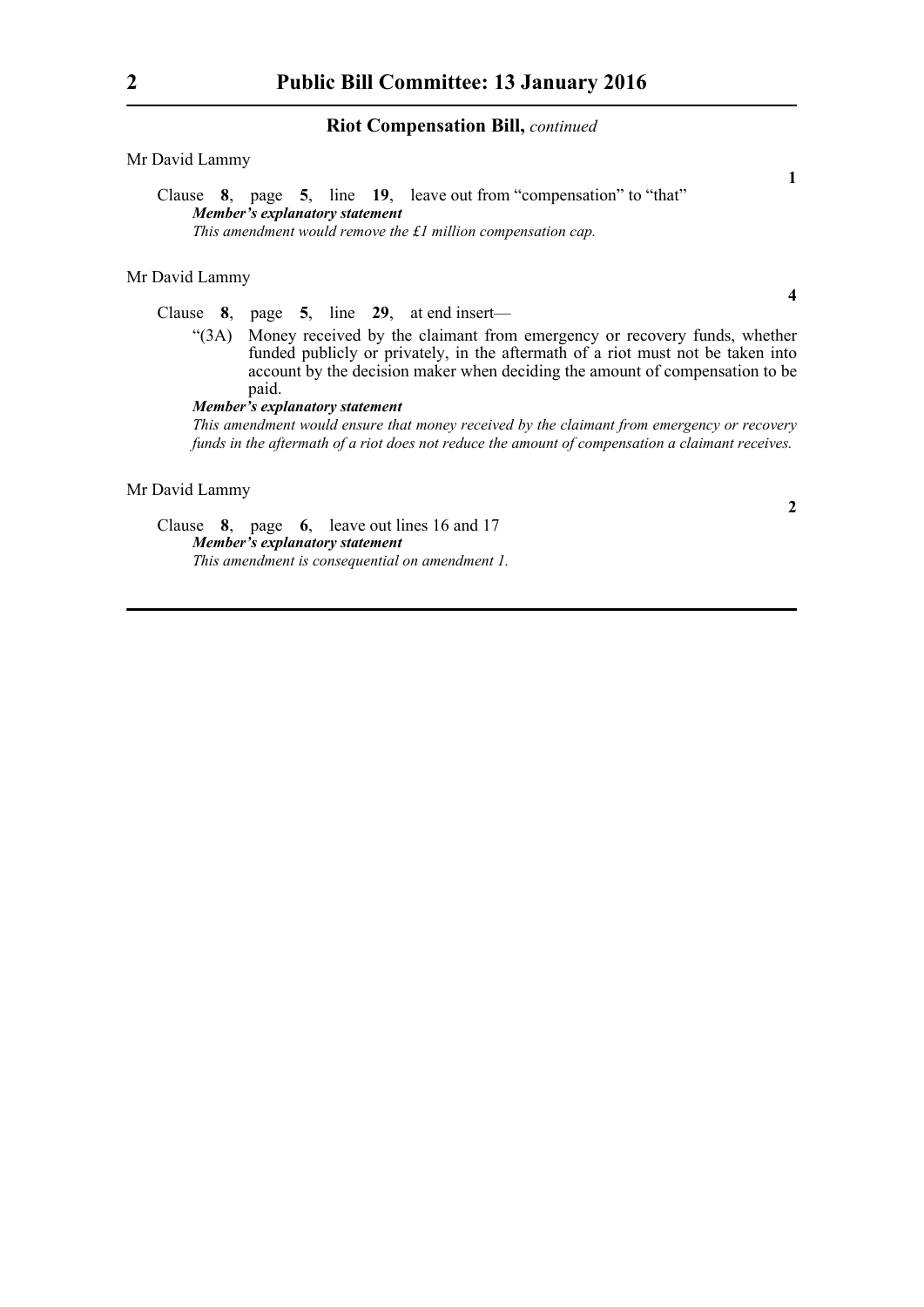## Riot Compensation Bill, *continued*

Mr David Lammy

**1**

Clause **8**, page **5**, line **19**, leave out from "compensation" to "that"

***Member's explanatory statement***

*This amendment would remove the £1 million compensation cap.*

Mr David Lammy

**4**

Clause **8**, page **5**, line **29**, at end insert—

"(3A) Money received by the claimant from emergency or recovery funds, whether funded publicly or privately, in the aftermath of a riot must not be taken into account by the decision maker when deciding the amount of compensation to be paid.

***Member's explanatory statement***

*This amendment would ensure that money received by the claimant from emergency or recovery funds in the aftermath of a riot does not reduce the amount of compensation a claimant receives.*

Mr David Lammy

**2**

Clause **8**, page **6**, leave out lines 16 and 17

***Member's explanatory statement***

*This amendment is consequential on amendment 1.*